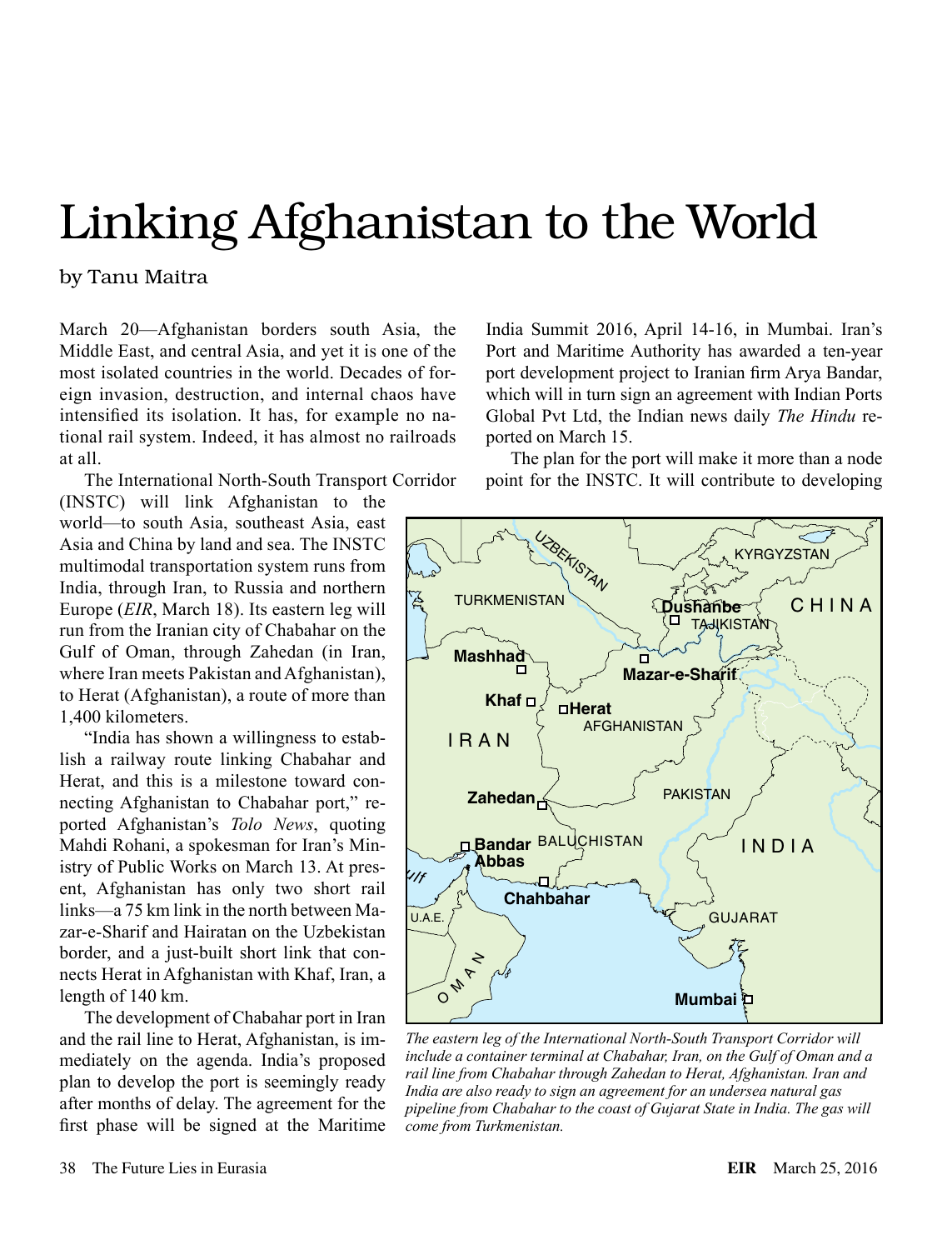# Linking Afghanistan to the World

by Tanu Maitra

March 20—Afghanistan borders south Asia, the Middle East, and central Asia, and yet it is one of the most isolated countries in the world. Decades of foreign invasion, destruction, and internal chaos have intensified its isolation. It has, for example no national rail system. Indeed, it has almost no railroads at all.

The International North-South Transport Corridor (INSTC) will link Afghanistan to the world—to south Asia, southeast Asia, east Asia and China by land and sea. The INSTC multimodal transportation system runs from India, through Iran, to Russia and northern Europe (*EIR*, March 18). Its eastern leg will run from the Iranian city of Chabahar on the Gulf of Oman, through Zahedan (in Iran, where Iran meets Pakistan and Afghanistan), to Herat (Afghanistan), a route of more than 1,400 kilometers.

"India has shown a willingness to establish a railway route linking Chabahar and Herat, and this is a milestone toward connecting Afghanistan to Chabahar port," reported Afghanistan's *Tolo News*, quoting Mahdi Rohani, a spokesman for Iran's Ministry of Public Works on March 13. At present, Afghanistan has only two short rail links—a 75 km link in the north between Mazar-e-Sharif and Hairatan on the Uzbekistan border, and a just-built short link that connects Herat in Afghanistan with Khaf, Iran, a length of 140 km.

The development of Chabahar port in Iran and the rail line to Herat, Afghanistan, is immediately on the agenda. India's proposed plan to develop the port is seemingly ready after months of delay. The agreement for the first phase will be signed at the Maritime India Summit 2016, April 14-16, in Mumbai. Iran's Port and Maritime Authority has awarded a ten-year port development project to Iranian firm Arya Bandar, which will in turn sign an agreement with Indian Ports Global Pvt Ltd, the Indian news daily *The Hindu* reported on March 15.

The plan for the port will make it more than a node point for the INSTC. It will contribute to developing

*The eastern leg of the International North-South Transport Corridor will include a container terminal at Chabahar, Iran, on the Gulf of Oman and a rail line from Chabahar through Zahedan to Herat, Afghanistan. Iran and India are also ready to sign an agreement for an undersea natural gas pipeline from Chabahar to the coast of Gujarat State in India. The gas will come from Turkmenistan.*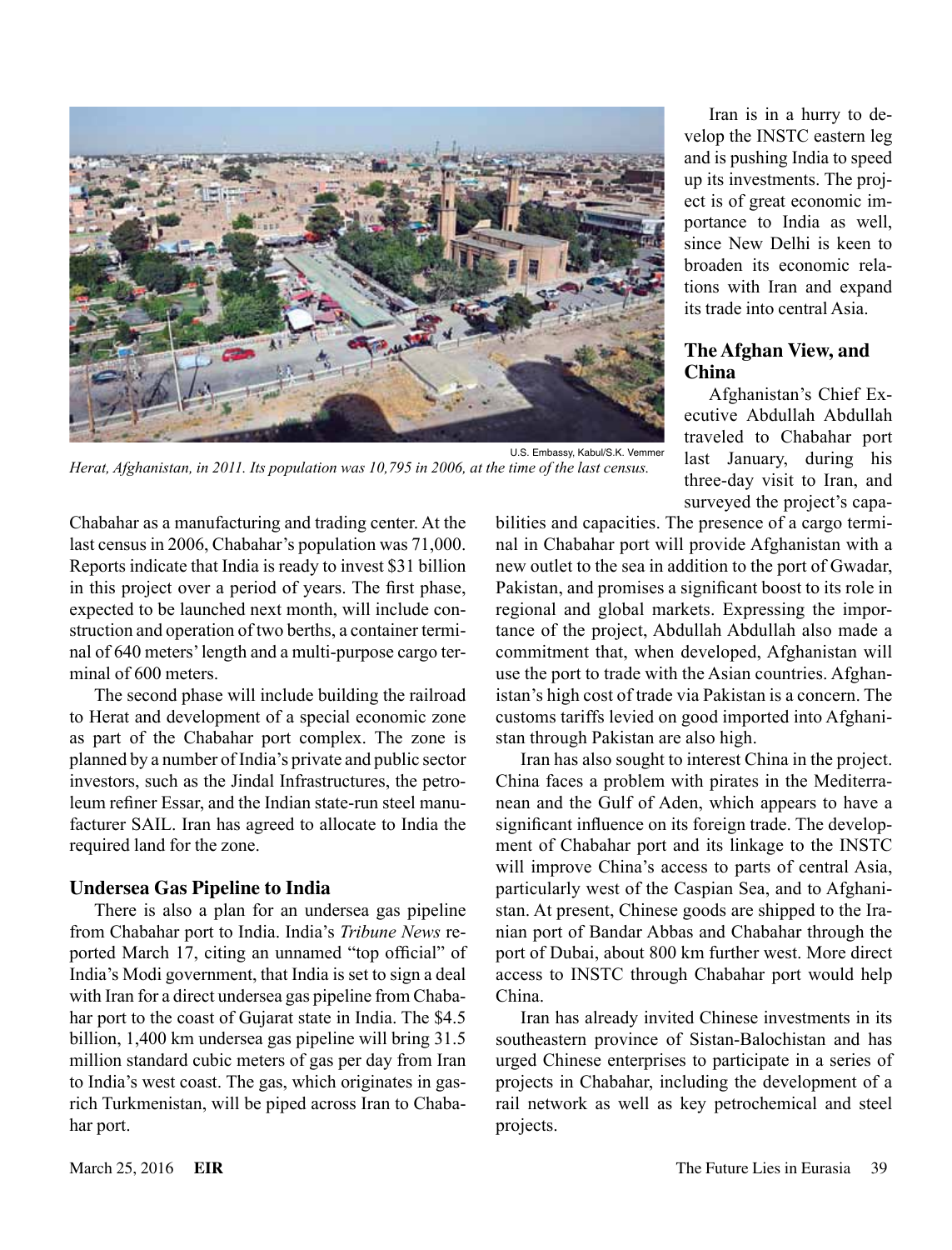Iran is in a hurry to develop the INSTC eastern leg and is pushing India to speed up its investments. The project is of great economic importance to India as well, since New Delhi is keen to broaden its economic relations with Iran and expand its trade into central Asia.

U.S. Embassy, Kabul/S.K. Vemmer

*Herat, Afghanistan, in 2011. Its population was 10,795 in 2006, at the time of the last census.*

Chabahar as a manufacturing and trading center. At the last census in 2006, Chabahar's population was 71,000. Reports indicate that India is ready to invest $31 billion in this project over a period of years. The first phase, expected to be launched next month, will include construction and operation of two berths, a container terminal of 640 meters' length and a multi-purpose cargo terminal of 600 meters.

The second phase will include building the railroad to Herat and development of a special economic zone as part of the Chabahar port complex. The zone is planned by a number of India's private and public sector investors, such as the Jindal Infrastructures, the petroleum refiner Essar, and the Indian state-run steel manufacturer SAIL. Iran has agreed to allocate to India the required land for the zone.

### Undersea Gas Pipeline to India

There is also a plan for an undersea gas pipeline from Chabahar port to India. India's *Tribune News* reported March 17, citing an unnamed "top official" of India's Modi government, that India is set to sign a deal with Iran for a direct undersea gas pipeline from Chabahar port to the coast of Gujarat state in India. The $4.5 billion, 1,400 km undersea gas pipeline will bring 31.5 million standard cubic meters of gas per day from Iran to India's west coast. The gas, which originates in gas-rich Turkmenistan, will be piped across Iran to Chabahar port.

### The Afghan View, and China

Afghanistan's Chief Executive Abdullah Abdullah traveled to Chabahar port last January, during his three-day visit to Iran, and surveyed the project's capabilities and capacities. The presence of a cargo terminal in Chabahar port will provide Afghanistan with a new outlet to the sea in addition to the port of Gwadar, Pakistan, and promises a significant boost to its role in regional and global markets. Expressing the importance of the project, Abdullah Abdullah also made a commitment that, when developed, Afghanistan will use the port to trade with the Asian countries. Afghanistan's high cost of trade via Pakistan is a concern. The customs tariffs levied on good imported into Afghanistan through Pakistan are also high.

Iran has also sought to interest China in the project. China faces a problem with pirates in the Mediterranean and the Gulf of Aden, which appears to have a significant influence on its foreign trade. The development of Chabahar port and its linkage to the INSTC will improve China's access to parts of central Asia, particularly west of the Caspian Sea, and to Afghanistan. At present, Chinese goods are shipped to the Iranian port of Bandar Abbas and Chabahar through the port of Dubai, about 800 km further west. More direct access to INSTC through Chabahar port would help China.

Iran has already invited Chinese investments in its southeastern province of Sistan-Balochistan and has urged Chinese enterprises to participate in a series of projects in Chabahar, including the development of a rail network as well as key petrochemical and steel projects.